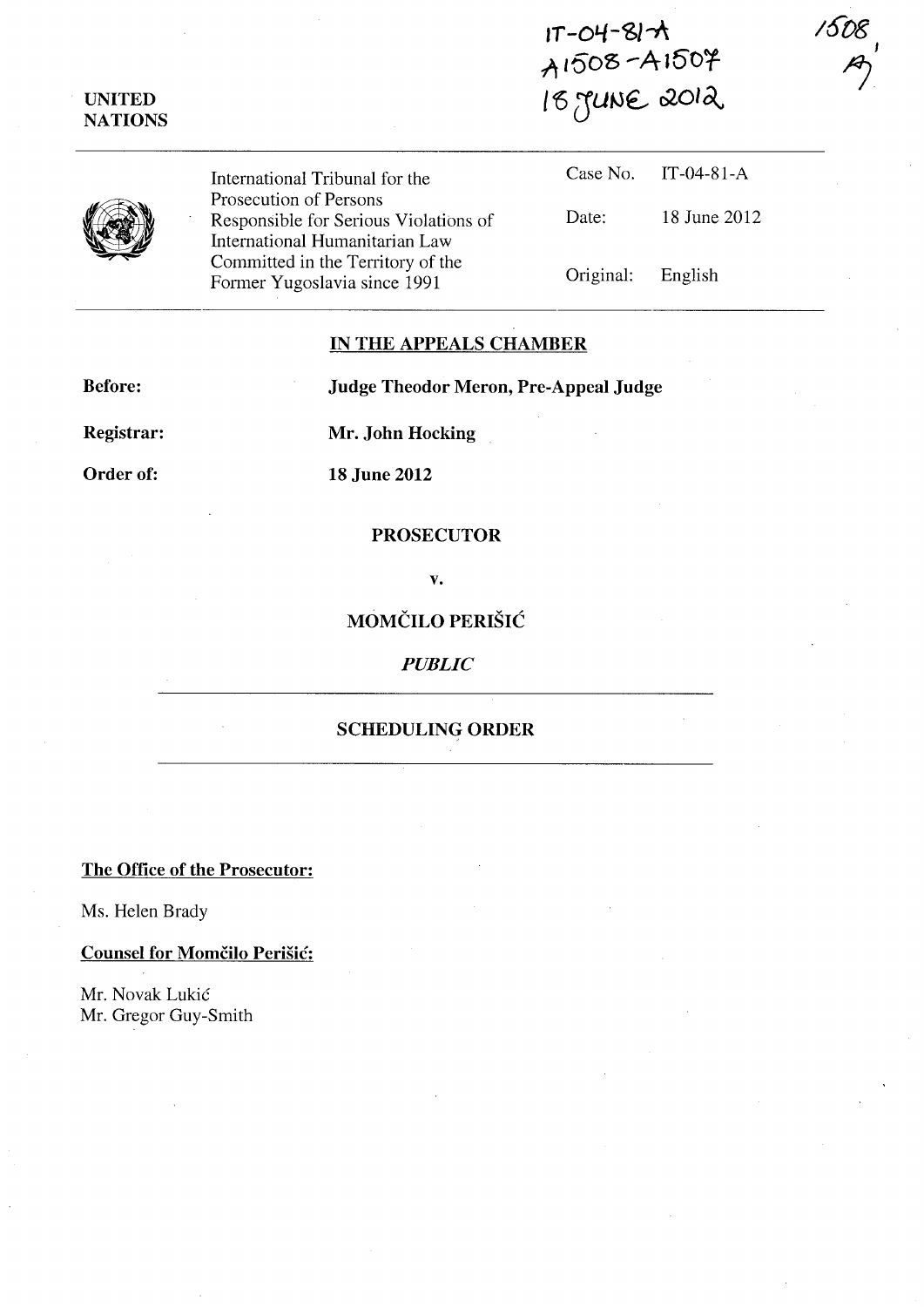IT-04-81-A
A1508-A1507
18 JUNE 2012

1508
A

UNITED NATIONS

| International Tribunal for the Prosecution of Persons Responsible for Serious Violations of International Humanitarian Law Committed in the Territory of the Former Yugoslavia since 1991 | Case No. | IT-04-81-A |
|---|---|---|
| | Date: | 18 June 2012 |
| | Original: | English |

## IN THE APPEALS CHAMBER

**Before:** **Judge Theodor Meron, Pre-Appeal Judge**

**Registrar:** **Mr. John Hocking**

**Order of:** **18 June 2012**

**PROSECUTOR**

v.

**MOMČILO PERIŠIĆ**

*PUBLIC*

**SCHEDULING ORDER**

**The Office of the Prosecutor:**

Ms. Helen Brady

**Counsel for Momčilo Perišić:**

Mr. Novak Lukić
Mr. Gregor Guy-Smith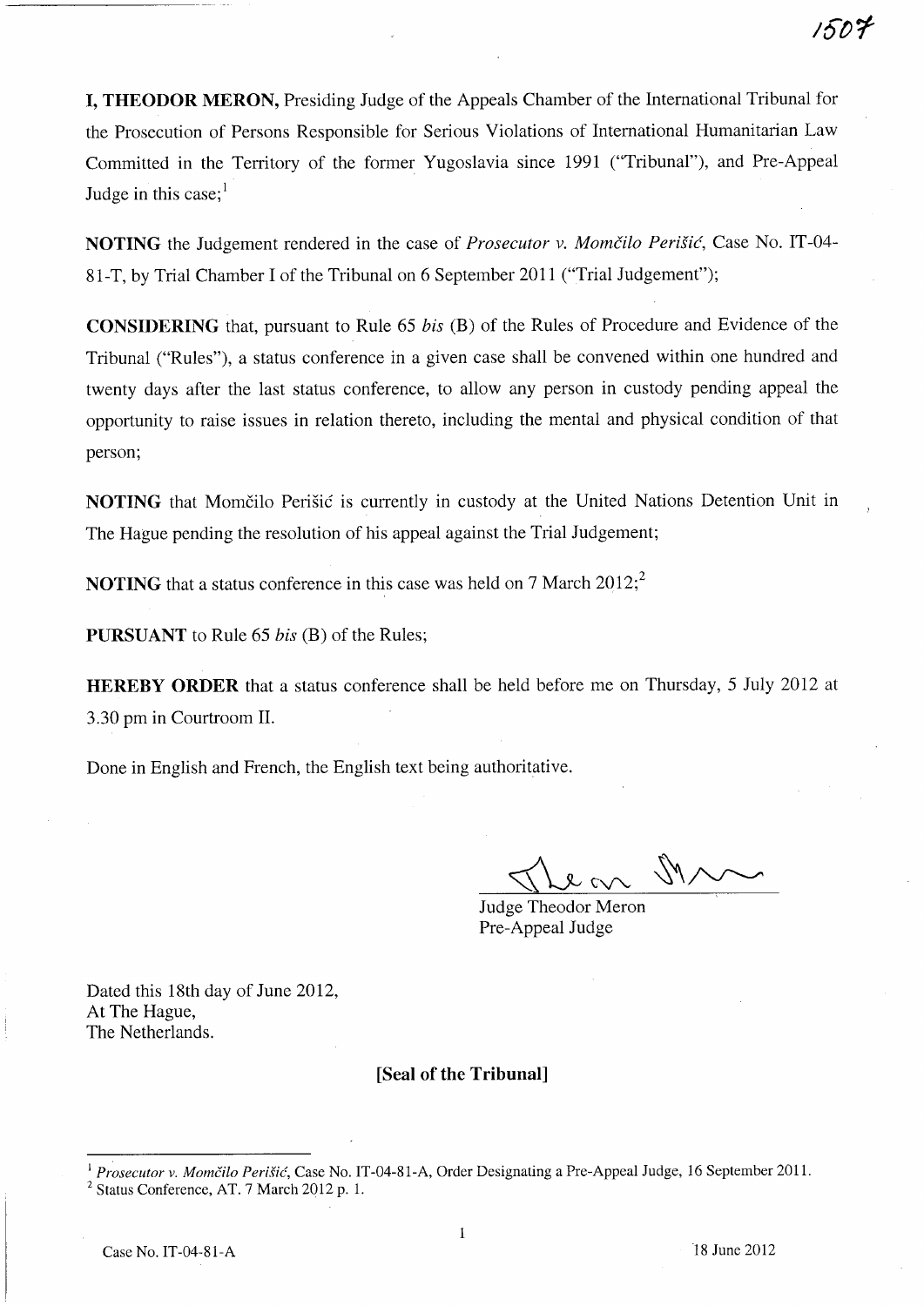**I, THEODOR MERON,** Presiding Judge of the Appeals Chamber of the International Tribunal for the Prosecution of Persons Responsible for Serious Violations of International Humanitarian Law Committed in the Territory of the former Yugoslavia since 1991 ("Tribunal"), and Pre-Appeal Judge in this case;[1]

**NOTING** the Judgement rendered in the case of *Prosecutor v. Momčilo Perišić*, Case No. IT-04-81-T, by Trial Chamber I of the Tribunal on 6 September 2011 ("Trial Judgement");

**CONSIDERING** that, pursuant to Rule 65 *bis* (B) of the Rules of Procedure and Evidence of the Tribunal ("Rules"), a status conference in a given case shall be convened within one hundred and twenty days after the last status conference, to allow any person in custody pending appeal the opportunity to raise issues in relation thereto, including the mental and physical condition of that person;

**NOTING** that Momčilo Perišić is currently in custody at the United Nations Detention Unit in The Hague pending the resolution of his appeal against the Trial Judgement;

**NOTING** that a status conference in this case was held on 7 March 2012;[2]

**PURSUANT** to Rule 65 *bis* (B) of the Rules;

**HEREBY ORDER** that a status conference shall be held before me on Thursday, 5 July 2012 at 3.30 pm in Courtroom II.

Done in English and French, the English text being authoritative.

Judge Theodor Meron
Pre-Appeal Judge

Dated this 18th day of June 2012,
At The Hague,
The Netherlands.

**[Seal of the Tribunal]**

---

[1] *Prosecutor v. Momčilo Perišić*, Case No. IT-04-81-A, Order Designating a Pre-Appeal Judge, 16 September 2011.

[2] Status Conference, AT. 7 March 2012 p. 1.